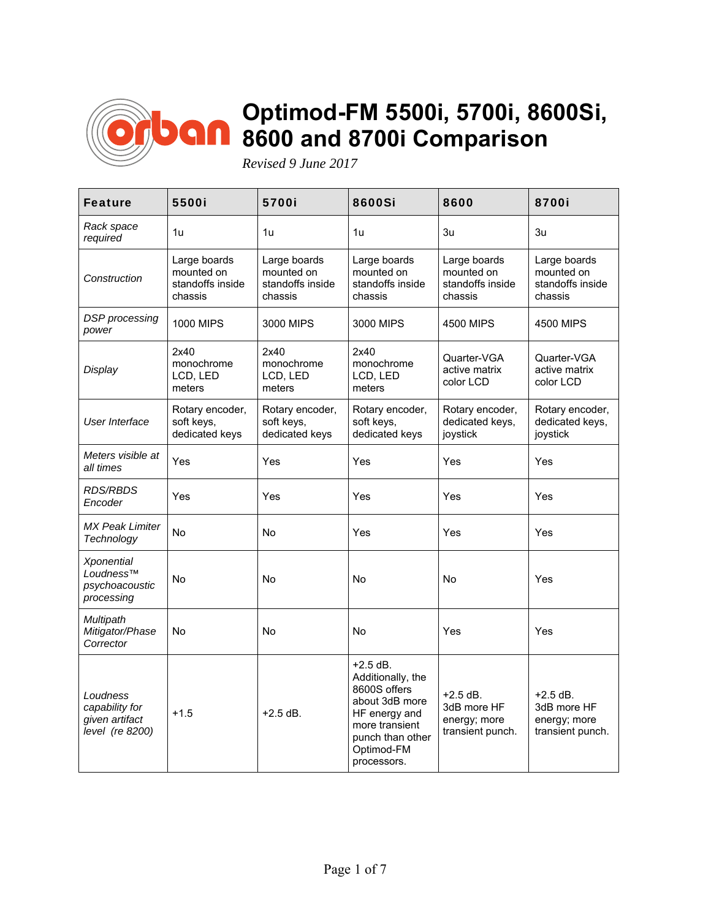# Optimod-FM 5500i, 5700i, 8600Si, 8600 and 8700i Comparison

*Revised 9 June 2017*

| Feature | 5500i | 5700i | 8600Si | 8600 | 8700i |
|---|---|---|---|---|---|
| *Rack space required* | 1u | 1u | 1u | 3u | 3u |
| *Construction* | Large boards mounted on standoffs inside chassis | Large boards mounted on standoffs inside chassis | Large boards mounted on standoffs inside chassis | Large boards mounted on standoffs inside chassis | Large boards mounted on standoffs inside chassis |
| *DSP processing power* | 1000 MIPS | 3000 MIPS | 3000 MIPS | 4500 MIPS | 4500 MIPS |
| *Display* | 2x40 monochrome LCD, LED meters | 2x40 monochrome LCD, LED meters | 2x40 monochrome LCD, LED meters | Quarter-VGA active matrix color LCD | Quarter-VGA active matrix color LCD |
| *User Interface* | Rotary encoder, soft keys, dedicated keys | Rotary encoder, soft keys, dedicated keys | Rotary encoder, soft keys, dedicated keys | Rotary encoder, dedicated keys, joystick | Rotary encoder, dedicated keys, joystick |
| *Meters visible at all times* | Yes | Yes | Yes | Yes | Yes |
| *RDS/RBDS Encoder* | Yes | Yes | Yes | Yes | Yes |
| *MX Peak Limiter Technology* | No | No | Yes | Yes | Yes |
| *Xponential Loudness™ psychoacoustic processing* | No | No | No | No | Yes |
| *Multipath Mitigator/Phase Corrector* | No | No | No | Yes | Yes |
| *Loudness capability for given artifact level (re 8200)* | +1.5 | +2.5 dB. | +2.5 dB. Additionally, the 8600S offers about 3dB more HF energy and more transient punch than other Optimod-FM processors. | +2.5 dB. 3dB more HF energy; more transient punch. | +2.5 dB. 3dB more HF energy; more transient punch. |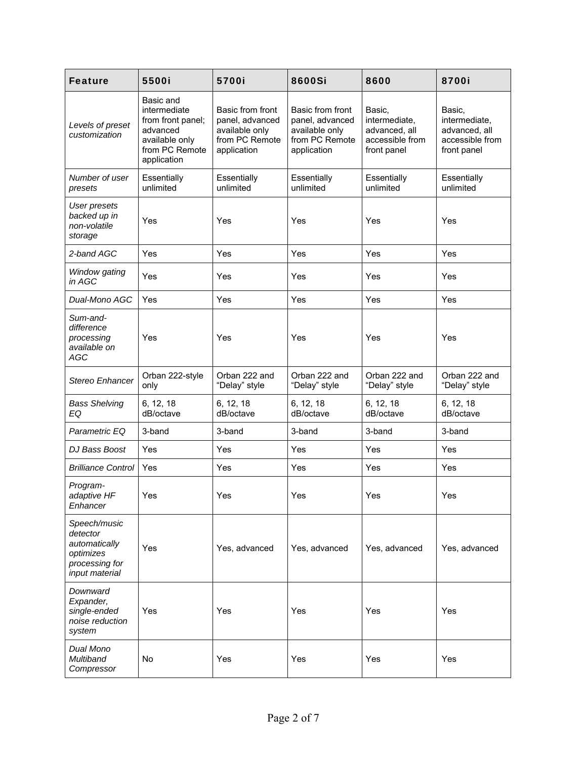| **Feature** | **5500i** | **5700i** | **8600Si** | **8600** | **8700i** |
|---|---|---|---|---|---|
| *Levels of preset customization* | Basic and intermediate from front panel; advanced available only from PC Remote application | Basic from front panel, advanced available only from PC Remote application | Basic from front panel, advanced available only from PC Remote application | Basic, intermediate, advanced, all accessible from front panel | Basic, intermediate, advanced, all accessible from front panel |
| *Number of user presets* | Essentially unlimited | Essentially unlimited | Essentially unlimited | Essentially unlimited | Essentially unlimited |
| *User presets backed up in non-volatile storage* | Yes | Yes | Yes | Yes | Yes |
| *2-band AGC* | Yes | Yes | Yes | Yes | Yes |
| *Window gating in AGC* | Yes | Yes | Yes | Yes | Yes |
| *Dual-Mono AGC* | Yes | Yes | Yes | Yes | Yes |
| *Sum-and-difference processing available on AGC* | Yes | Yes | Yes | Yes | Yes |
| *Stereo Enhancer* | Orban 222-style only | Orban 222 and “Delay” style | Orban 222 and “Delay” style | Orban 222 and “Delay” style | Orban 222 and “Delay” style |
| *Bass Shelving EQ* | 6, 12, 18 dB/octave | 6, 12, 18 dB/octave | 6, 12, 18 dB/octave | 6, 12, 18 dB/octave | 6, 12, 18 dB/octave |
| *Parametric EQ* | 3-band | 3-band | 3-band | 3-band | 3-band |
| *DJ Bass Boost* | Yes | Yes | Yes | Yes | Yes |
| *Brilliance Control* | Yes | Yes | Yes | Yes | Yes |
| *Program-adaptive HF Enhancer* | Yes | Yes | Yes | Yes | Yes |
| *Speech/music detector automatically optimizes processing for input material* | Yes | Yes, advanced | Yes, advanced | Yes, advanced | Yes, advanced |
| *Downward Expander, single-ended noise reduction system* | Yes | Yes | Yes | Yes | Yes |
| *Dual Mono Multiband Compressor* | No | Yes | Yes | Yes | Yes |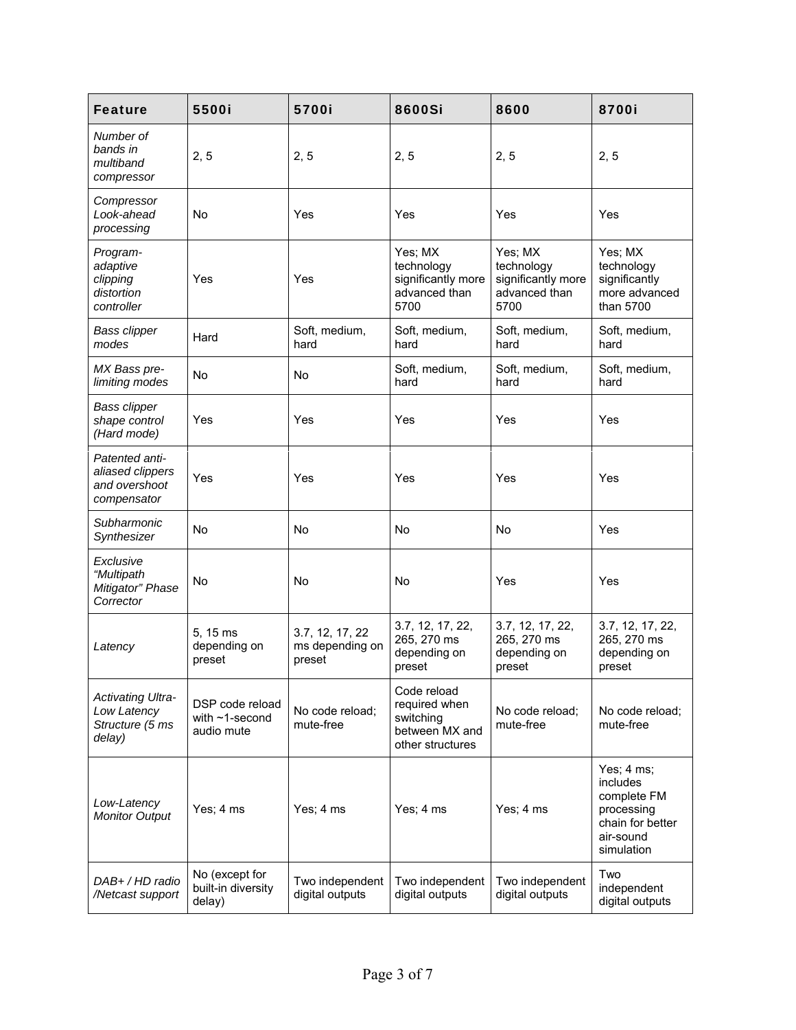| **Feature** | **5500i** | **5700i** | **8600Si** | **8600** | **8700i** |
|---|---|---|---|---|---|
| *Number of bands in multiband compressor* | 2, 5 | 2, 5 | 2, 5 | 2, 5 | 2, 5 |
| *Compressor Look-ahead processing* | No | Yes | Yes | Yes | Yes |
| *Program-adaptive clipping distortion controller* | Yes | Yes | Yes; MX technology significantly more advanced than 5700 | Yes; MX technology significantly more advanced than 5700 | Yes; MX technology significantly more advanced than 5700 |
| *Bass clipper modes* | Hard | Soft, medium, hard | Soft, medium, hard | Soft, medium, hard | Soft, medium, hard |
| *MX Bass pre-limiting modes* | No | No | Soft, medium, hard | Soft, medium, hard | Soft, medium, hard |
| *Bass clipper shape control (Hard mode)* | Yes | Yes | Yes | Yes | Yes |
| *Patented anti-aliased clippers and overshoot compensator* | Yes | Yes | Yes | Yes | Yes |
| *Subharmonic Synthesizer* | No | No | No | No | Yes |
| *Exclusive "Multipath Mitigator" Phase Corrector* | No | No | No | Yes | Yes |
| *Latency* | 5, 15 ms depending on preset | 3.7, 12, 17, 22 ms depending on preset | 3.7, 12, 17, 22, 265, 270 ms depending on preset | 3.7, 12, 17, 22, 265, 270 ms depending on preset | 3.7, 12, 17, 22, 265, 270 ms depending on preset |
| *Activating Ultra-Low Latency Structure (5 ms delay)* | DSP code reload with ~1-second audio mute | No code reload; mute-free | Code reload required when switching between MX and other structures | No code reload; mute-free | No code reload; mute-free |
| *Low-Latency Monitor Output* | Yes; 4 ms | Yes; 4 ms | Yes; 4 ms | Yes; 4 ms | Yes; 4 ms; includes complete FM processing chain for better air-sound simulation |
| *DAB+ / HD radio /Netcast support* | No (except for built-in diversity delay) | Two independent digital outputs | Two independent digital outputs | Two independent digital outputs | Two independent digital outputs |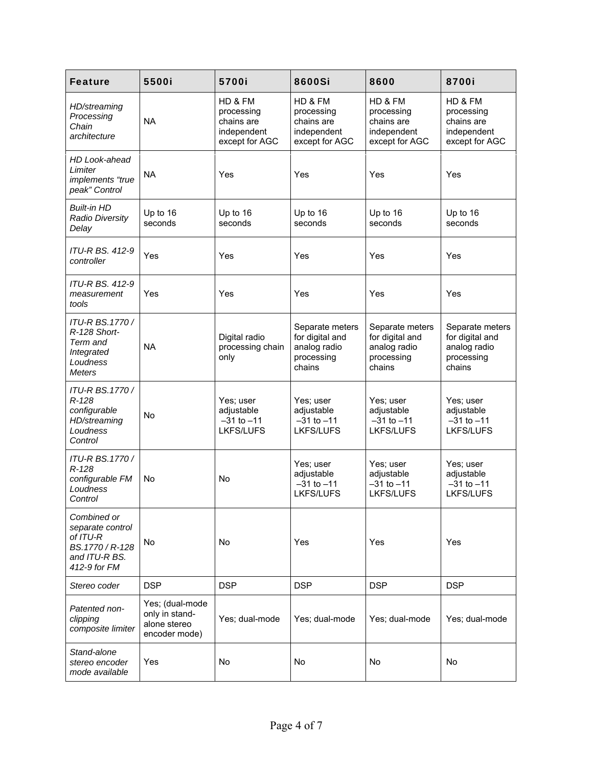| Feature | 5500i | 5700i | 8600Si | 8600 | 8700i |
|---|---|---|---|---|---|
| *HD/streaming Processing Chain architecture* | NA | HD & FM processing chains are independent except for AGC | HD & FM processing chains are independent except for AGC | HD & FM processing chains are independent except for AGC | HD & FM processing chains are independent except for AGC |
| *HD Look-ahead Limiter implements "true peak" Control* | NA | Yes | Yes | Yes | Yes |
| *Built-in HD Radio Diversity Delay* | Up to 16 seconds | Up to 16 seconds | Up to 16 seconds | Up to 16 seconds | Up to 16 seconds |
| *ITU-R BS. 412-9 controller* | Yes | Yes | Yes | Yes | Yes |
| *ITU-R BS. 412-9 measurement tools* | Yes | Yes | Yes | Yes | Yes |
| *ITU-R BS.1770 / R-128 Short-Term and Integrated Loudness Meters* | NA | Digital radio processing chain only | Separate meters for digital and analog radio processing chains | Separate meters for digital and analog radio processing chains | Separate meters for digital and analog radio processing chains |
| *ITU-R BS.1770 / R-128 configurable HD/streaming Loudness Control* | No | Yes; user adjustable –31 to –11 LKFS/LUFS | Yes; user adjustable –31 to –11 LKFS/LUFS | Yes; user adjustable –31 to –11 LKFS/LUFS | Yes; user adjustable –31 to –11 LKFS/LUFS |
| *ITU-R BS.1770 / R-128 configurable FM Loudness Control* | No | No | Yes; user adjustable –31 to –11 LKFS/LUFS | Yes; user adjustable –31 to –11 LKFS/LUFS | Yes; user adjustable –31 to –11 LKFS/LUFS |
| *Combined or separate control of ITU-R BS.1770 / R-128 and ITU-R BS. 412-9 for FM* | No | No | Yes | Yes | Yes |
| *Stereo coder* | DSP | DSP | DSP | DSP | DSP |
| *Patented non-clipping composite limiter* | Yes; (dual-mode only in stand-alone stereo encoder mode) | Yes; dual-mode | Yes; dual-mode | Yes; dual-mode | Yes; dual-mode |
| *Stand-alone stereo encoder mode available* | Yes | No | No | No | No |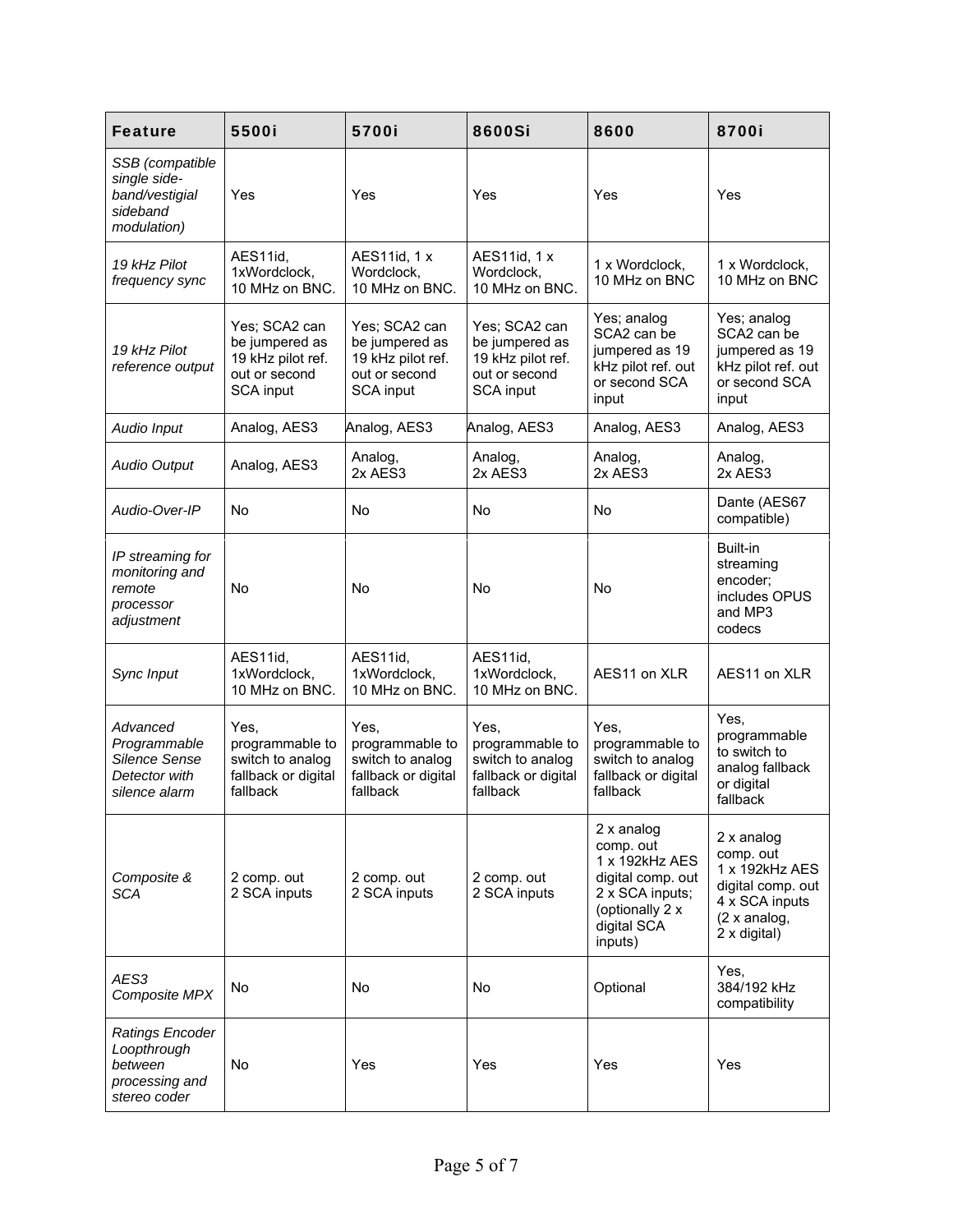| **Feature** | **5500i** | **5700i** | **8600Si** | **8600** | **8700i** |
|---|---|---|---|---|---|
| *SSB (compatible single side-band/vestigial sideband modulation)* | Yes | Yes | Yes | Yes | Yes |
| *19 kHz Pilot frequency sync* | AES11id, 1xWordclock, 10 MHz on BNC. | AES11id, 1 x Wordclock, 10 MHz on BNC. | AES11id, 1 x Wordclock, 10 MHz on BNC. | 1 x Wordclock, 10 MHz on BNC | 1 x Wordclock, 10 MHz on BNC |
| *19 kHz Pilot reference output* | Yes; SCA2 can be jumpered as 19 kHz pilot ref. out or second SCA input | Yes; SCA2 can be jumpered as 19 kHz pilot ref. out or second SCA input | Yes; SCA2 can be jumpered as 19 kHz pilot ref. out or second SCA input | Yes; analog SCA2 can be jumpered as 19 kHz pilot ref. out or second SCA input | Yes; analog SCA2 can be jumpered as 19 kHz pilot ref. out or second SCA input |
| *Audio Input* | Analog, AES3 | Analog, AES3 | Analog, AES3 | Analog, AES3 | Analog, AES3 |
| *Audio Output* | Analog, AES3 | Analog, 2x AES3 | Analog, 2x AES3 | Analog, 2x AES3 | Analog, 2x AES3 |
| *Audio-Over-IP* | No | No | No | No | Dante (AES67 compatible) |
| *IP streaming for monitoring and remote processor adjustment* | No | No | No | No | Built-in streaming encoder; includes OPUS and MP3 codecs |
| *Sync Input* | AES11id, 1xWordclock, 10 MHz on BNC. | AES11id, 1xWordclock, 10 MHz on BNC. | AES11id, 1xWordclock, 10 MHz on BNC. | AES11 on XLR | AES11 on XLR |
| *Advanced Programmable Silence Sense Detector with silence alarm* | Yes, programmable to switch to analog fallback or digital fallback | Yes, programmable to switch to analog fallback or digital fallback | Yes, programmable to switch to analog fallback or digital fallback | Yes, programmable to switch to analog fallback or digital fallback | Yes, programmable to switch to analog fallback or digital fallback |
| *Composite & SCA* | 2 comp. out 2 SCA inputs | 2 comp. out 2 SCA inputs | 2 comp. out 2 SCA inputs | 2 x analog comp. out 1 x 192kHz AES digital comp. out 2 x SCA inputs; (optionally 2 x digital SCA inputs) | 2 x analog comp. out 1 x 192kHz AES digital comp. out 4 x SCA inputs (2 x analog, 2 x digital) |
| *AES3 Composite MPX* | No | No | No | Optional | Yes, 384/192 kHz compatibility |
| *Ratings Encoder Loopthrough between processing and stereo coder* | No | Yes | Yes | Yes | Yes |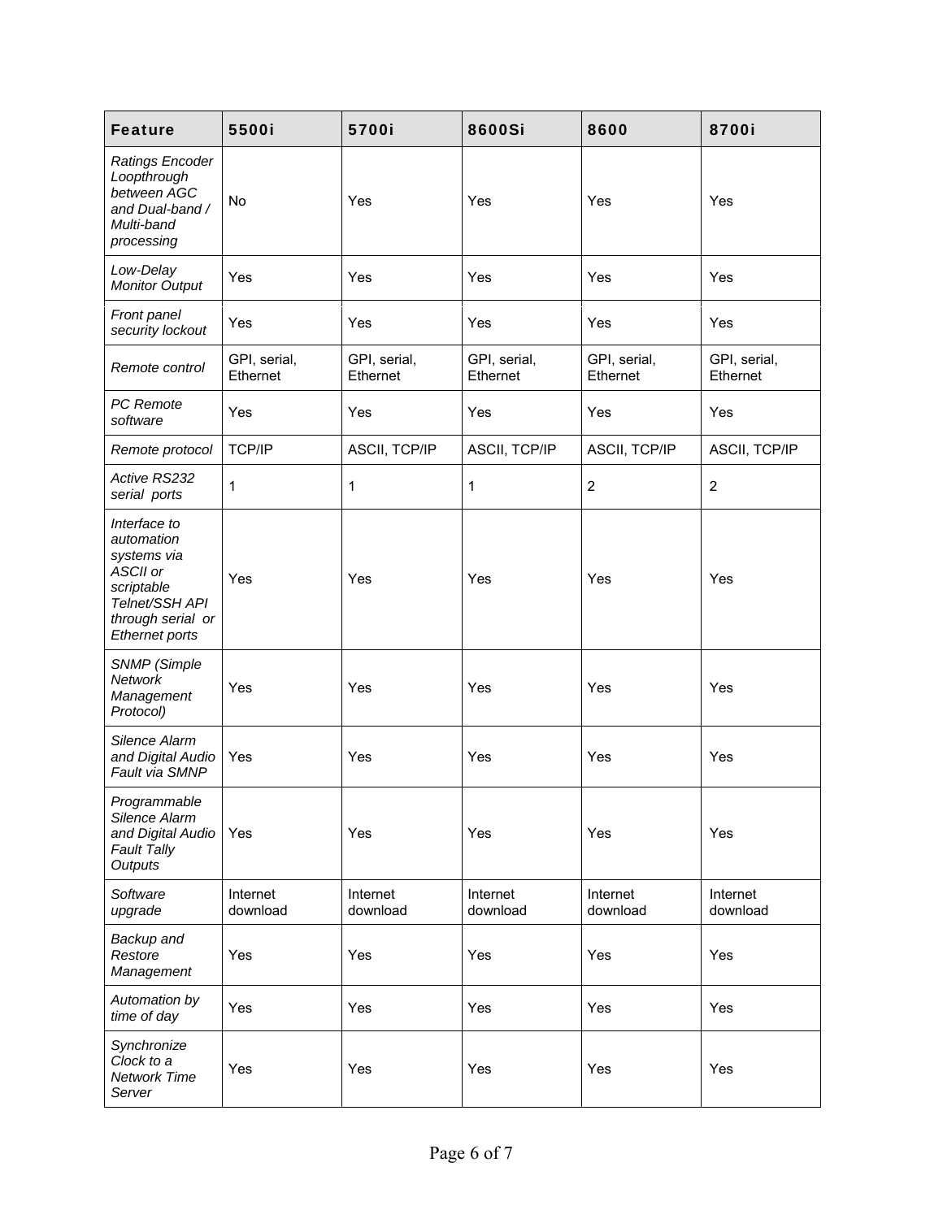| **Feature** | **5500i** | **5700i** | **8600Si** | **8600** | **8700i** |
|---|---|---|---|---|---|
| *Ratings Encoder Loopthrough between AGC and Dual-band / Multi-band processing* | No | Yes | Yes | Yes | Yes |
| *Low-Delay Monitor Output* | Yes | Yes | Yes | Yes | Yes |
| *Front panel security lockout* | Yes | Yes | Yes | Yes | Yes |
| *Remote control* | GPI, serial, Ethernet | GPI, serial, Ethernet | GPI, serial, Ethernet | GPI, serial, Ethernet | GPI, serial, Ethernet |
| *PC Remote software* | Yes | Yes | Yes | Yes | Yes |
| *Remote protocol* | TCP/IP | ASCII, TCP/IP | ASCII, TCP/IP | ASCII, TCP/IP | ASCII, TCP/IP |
| *Active RS232 serial ports* | 1 | 1 | 1 | 2 | 2 |
| *Interface to automation systems via ASCII or scriptable Telnet/SSH API through serial or Ethernet ports* | Yes | Yes | Yes | Yes | Yes |
| *SNMP (Simple Network Management Protocol)* | Yes | Yes | Yes | Yes | Yes |
| *Silence Alarm and Digital Audio Fault via SMNP* | Yes | Yes | Yes | Yes | Yes |
| *Programmable Silence Alarm and Digital Audio Fault Tally Outputs* | Yes | Yes | Yes | Yes | Yes |
| *Software upgrade* | Internet download | Internet download | Internet download | Internet download | Internet download |
| *Backup and Restore Management* | Yes | Yes | Yes | Yes | Yes |
| *Automation by time of day* | Yes | Yes | Yes | Yes | Yes |
| *Synchronize Clock to a Network Time Server* | Yes | Yes | Yes | Yes | Yes |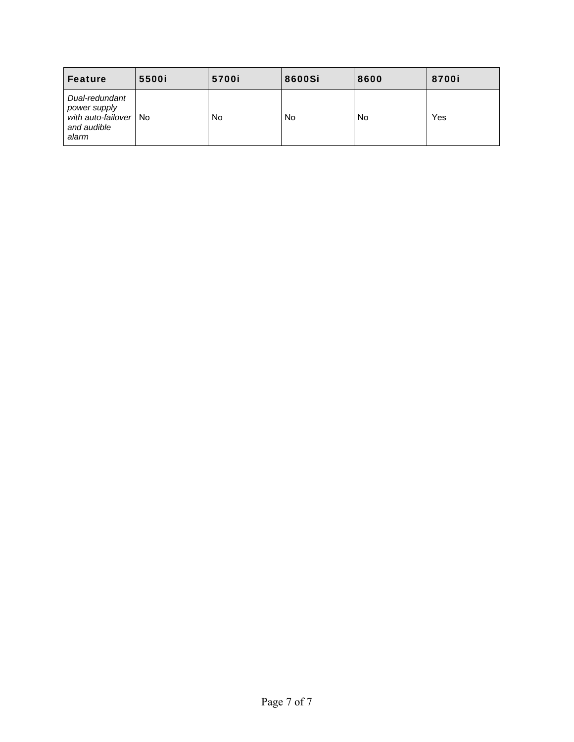| **Feature** | **5500i** | **5700i** | **8600Si** | **8600** | **8700i** |
|---|---|---|---|---|---|
| *Dual-redundant power supply with auto-failover and audible alarm* | No | No | No | No | Yes |